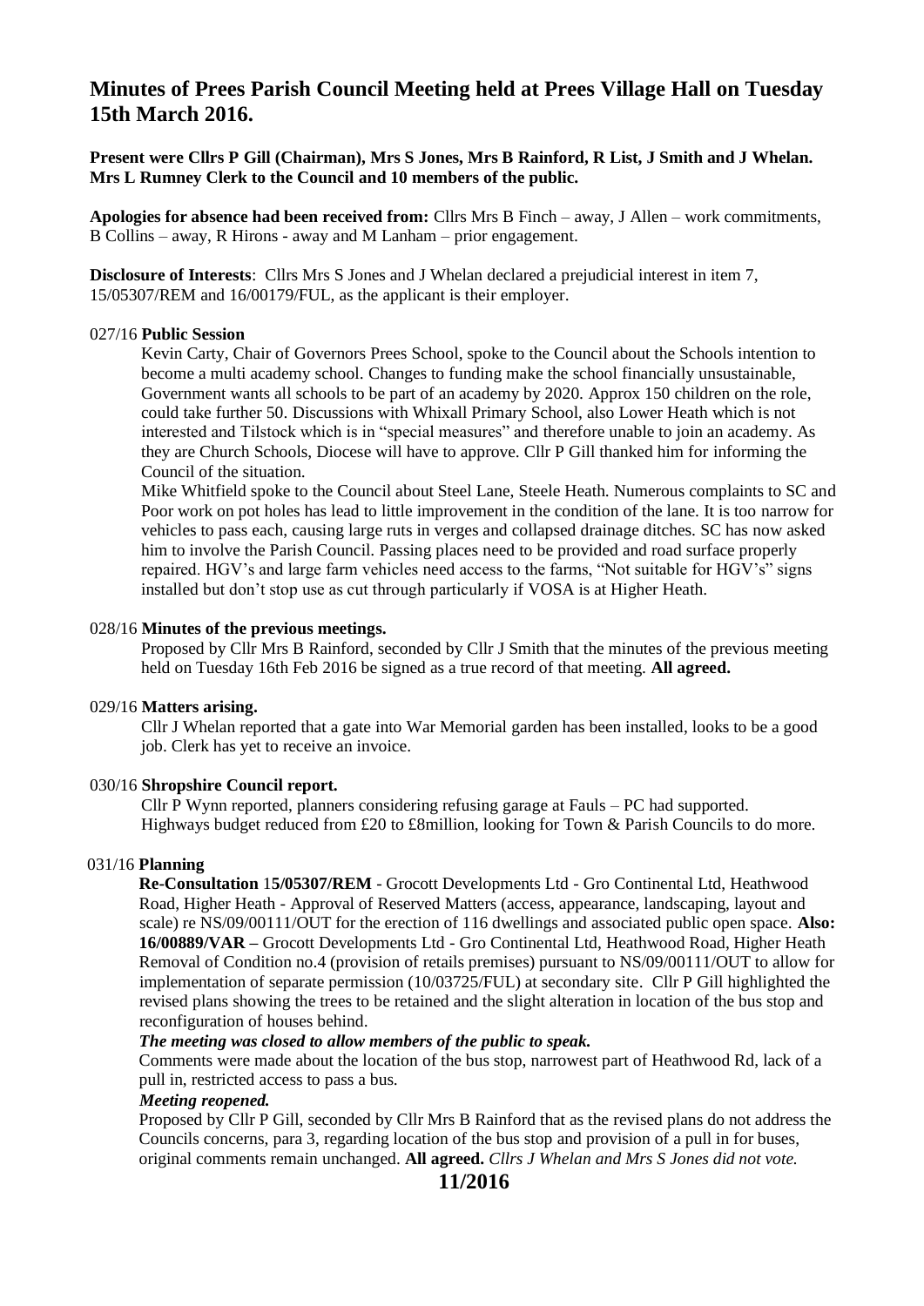# Minutes of Prees Parish Council Meeting held at Prees Village Hall on Tuesday 15th March 2016.

**Present were Cllrs P Gill (Chairman), Mrs S Jones, Mrs B Rainford, R List, J Smith and J Whelan. Mrs L Rumney Clerk to the Council and 10 members of the public.**

**Apologies for absence had been received from:** Cllrs Mrs B Finch – away, J Allen – work commitments, B Collins – away, R Hirons - away and M Lanham – prior engagement.

**Disclosure of Interests**: Cllrs Mrs S Jones and J Whelan declared a prejudicial interest in item 7, 15/05307/REM and 16/00179/FUL, as the applicant is their employer.

027/16 **Public Session**

Kevin Carty, Chair of Governors Prees School, spoke to the Council about the Schools intention to become a multi academy school. Changes to funding make the school financially unsustainable, Government wants all schools to be part of an academy by 2020. Approx 150 children on the role, could take further 50. Discussions with Whixall Primary School, also Lower Heath which is not interested and Tilstock which is in "special measures" and therefore unable to join an academy. As they are Church Schools, Diocese will have to approve. Cllr P Gill thanked him for informing the Council of the situation.

Mike Whitfield spoke to the Council about Steel Lane, Steele Heath. Numerous complaints to SC and Poor work on pot holes has lead to little improvement in the condition of the lane. It is too narrow for vehicles to pass each, causing large ruts in verges and collapsed drainage ditches. SC has now asked him to involve the Parish Council. Passing places need to be provided and road surface properly repaired. HGV's and large farm vehicles need access to the farms, "Not suitable for HGV's" signs installed but don't stop use as cut through particularly if VOSA is at Higher Heath.

028/16 **Minutes of the previous meetings.**

Proposed by Cllr Mrs B Rainford, seconded by Cllr J Smith that the minutes of the previous meeting held on Tuesday 16th Feb 2016 be signed as a true record of that meeting. **All agreed.**

029/16 **Matters arising.**

Cllr J Whelan reported that a gate into War Memorial garden has been installed, looks to be a good job. Clerk has yet to receive an invoice.

030/16 **Shropshire Council report.**

Cllr P Wynn reported, planners considering refusing garage at Fauls – PC had supported. Highways budget reduced from £20 to £8million, looking for Town & Parish Councils to do more.

031/16 **Planning**

**Re-Consultation** 1**5/05307/REM** - Grocott Developments Ltd - Gro Continental Ltd, Heathwood Road, Higher Heath - Approval of Reserved Matters (access, appearance, landscaping, layout and scale) re NS/09/00111/OUT for the erection of 116 dwellings and associated public open space. **Also: 16/00889/VAR –** Grocott Developments Ltd - Gro Continental Ltd, Heathwood Road, Higher Heath Removal of Condition no.4 (provision of retails premises) pursuant to NS/09/00111/OUT to allow for implementation of separate permission (10/03725/FUL) at secondary site. Cllr P Gill highlighted the revised plans showing the trees to be retained and the slight alteration in location of the bus stop and reconfiguration of houses behind.

***The meeting was closed to allow members of the public to speak.***

Comments were made about the location of the bus stop, narrowest part of Heathwood Rd, lack of a pull in, restricted access to pass a bus.

***Meeting reopened.***

Proposed by Cllr P Gill, seconded by Cllr Mrs B Rainford that as the revised plans do not address the Councils concerns, para 3, regarding location of the bus stop and provision of a pull in for buses, original comments remain unchanged. **All agreed.** *Cllrs J Whelan and Mrs S Jones did not vote.*

**11/2016**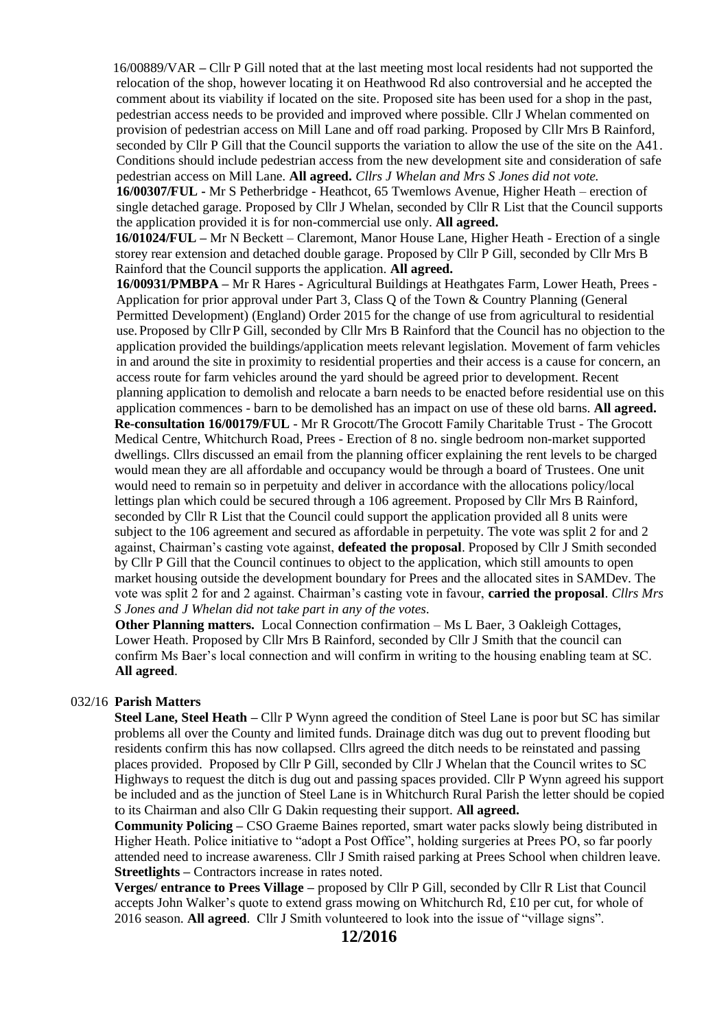16/00889/VAR – Cllr P Gill noted that at the last meeting most local residents had not supported the relocation of the shop, however locating it on Heathwood Rd also controversial and he accepted the comment about its viability if located on the site. Proposed site has been used for a shop in the past, pedestrian access needs to be provided and improved where possible. Cllr J Whelan commented on provision of pedestrian access on Mill Lane and off road parking. Proposed by Cllr Mrs B Rainford, seconded by Cllr P Gill that the Council supports the variation to allow the use of the site on the A41. Conditions should include pedestrian access from the new development site and consideration of safe pedestrian access on Mill Lane. **All agreed.** *Cllrs J Whelan and Mrs S Jones did not vote.*

**16/00307/FUL -** Mr S Petherbridge - Heathcot, 65 Twemlows Avenue, Higher Heath – erection of single detached garage. Proposed by Cllr J Whelan, seconded by Cllr R List that the Council supports the application provided it is for non-commercial use only. **All agreed.**

**16/01024/FUL –** Mr N Beckett – Claremont, Manor House Lane, Higher Heath - Erection of a single storey rear extension and detached double garage. Proposed by Cllr P Gill, seconded by Cllr Mrs B Rainford that the Council supports the application. **All agreed.**

**16/00931/PMBPA –** Mr R Hares **-** Agricultural Buildings at Heathgates Farm, Lower Heath, Prees - Application for prior approval under Part 3, Class Q of the Town & Country Planning (General Permitted Development) (England) Order 2015 for the change of use from agricultural to residential use. Proposed by Cllr P Gill, seconded by Cllr Mrs B Rainford that the Council has no objection to the application provided the buildings/application meets relevant legislation. Movement of farm vehicles in and around the site in proximity to residential properties and their access is a cause for concern, an access route for farm vehicles around the yard should be agreed prior to development. Recent planning application to demolish and relocate a barn needs to be enacted before residential use on this application commences - barn to be demolished has an impact on use of these old barns. **All agreed.**

**Re-consultation 16/00179/FUL** - Mr R Grocott/The Grocott Family Charitable Trust - The Grocott Medical Centre, Whitchurch Road, Prees - Erection of 8 no. single bedroom non-market supported dwellings. Cllrs discussed an email from the planning officer explaining the rent levels to be charged would mean they are all affordable and occupancy would be through a board of Trustees. One unit would need to remain so in perpetuity and deliver in accordance with the allocations policy/local lettings plan which could be secured through a 106 agreement. Proposed by Cllr Mrs B Rainford, seconded by Cllr R List that the Council could support the application provided all 8 units were subject to the 106 agreement and secured as affordable in perpetuity. The vote was split 2 for and 2 against, Chairman's casting vote against, **defeated the proposal**. Proposed by Cllr J Smith seconded by Cllr P Gill that the Council continues to object to the application, which still amounts to open market housing outside the development boundary for Prees and the allocated sites in SAMDev. The vote was split 2 for and 2 against. Chairman's casting vote in favour, **carried the proposal**. *Cllrs Mrs S Jones and J Whelan did not take part in any of the votes.*

**Other Planning matters.** Local Connection confirmation – Ms L Baer, 3 Oakleigh Cottages, Lower Heath. Proposed by Cllr Mrs B Rainford, seconded by Cllr J Smith that the council can confirm Ms Baer's local connection and will confirm in writing to the housing enabling team at SC. **All agreed**.

032/16 **Parish Matters**

**Steel Lane, Steel Heath –** Cllr P Wynn agreed the condition of Steel Lane is poor but SC has similar problems all over the County and limited funds. Drainage ditch was dug out to prevent flooding but residents confirm this has now collapsed. Cllrs agreed the ditch needs to be reinstated and passing places provided. Proposed by Cllr P Gill, seconded by Cllr J Whelan that the Council writes to SC Highways to request the ditch is dug out and passing spaces provided. Cllr P Wynn agreed his support be included and as the junction of Steel Lane is in Whitchurch Rural Parish the letter should be copied to its Chairman and also Cllr G Dakin requesting their support. **All agreed.**

**Community Policing –** CSO Graeme Baines reported, smart water packs slowly being distributed in Higher Heath. Police initiative to "adopt a Post Office", holding surgeries at Prees PO, so far poorly attended need to increase awareness. Cllr J Smith raised parking at Prees School when children leave.

**Streetlights –** Contractors increase in rates noted.

**Verges/ entrance to Prees Village –** proposed by Cllr P Gill, seconded by Cllr R List that Council accepts John Walker's quote to extend grass mowing on Whitchurch Rd, £10 per cut, for whole of 2016 season. **All agreed**. Cllr J Smith volunteered to look into the issue of "village signs".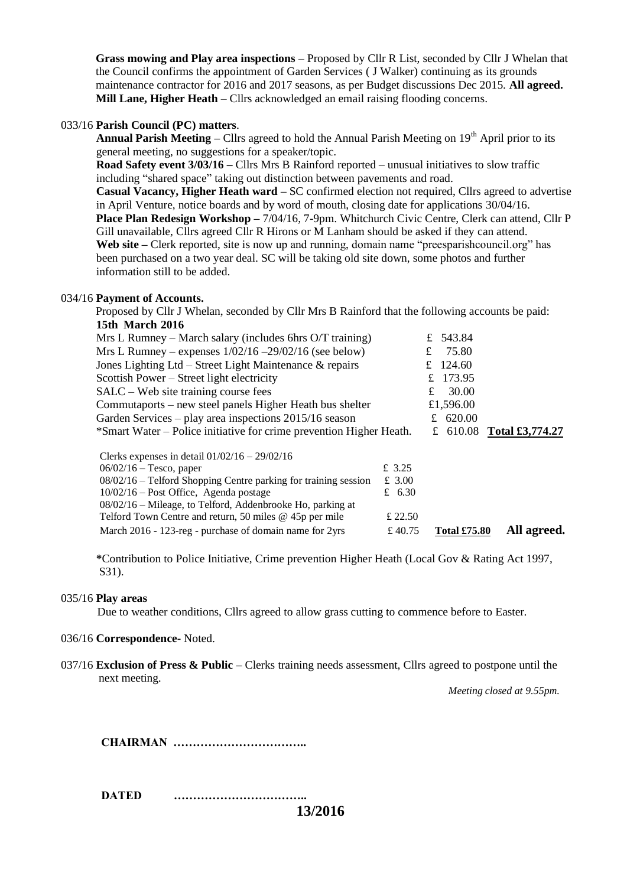**Grass mowing and Play area inspections** – Proposed by Cllr R List, seconded by Cllr J Whelan that the Council confirms the appointment of Garden Services ( J Walker) continuing as its grounds maintenance contractor for 2016 and 2017 seasons, as per Budget discussions Dec 2015. **All agreed.**

**Mill Lane, Higher Heath** – Cllrs acknowledged an email raising flooding concerns.

033/16 **Parish Council (PC) matters**.

**Annual Parish Meeting –** Cllrs agreed to hold the Annual Parish Meeting on 19th April prior to its general meeting, no suggestions for a speaker/topic.

**Road Safety event 3/03/16 –** Cllrs Mrs B Rainford reported – unusual initiatives to slow traffic including "shared space" taking out distinction between pavements and road.

**Casual Vacancy, Higher Heath ward –** SC confirmed election not required, Cllrs agreed to advertise in April Venture, notice boards and by word of mouth, closing date for applications 30/04/16.

**Place Plan Redesign Workshop –** 7/04/16, 7-9pm. Whitchurch Civic Centre, Clerk can attend, Cllr P Gill unavailable, Cllrs agreed Cllr R Hirons or M Lanham should be asked if they can attend.

**Web site –** Clerk reported, site is now up and running, domain name "preesparishcouncil.org" has been purchased on a two year deal. SC will be taking old site down, some photos and further information still to be added.

034/16 **Payment of Accounts.**

Proposed by Cllr J Whelan, seconded by Cllr Mrs B Rainford that the following accounts be paid:

**15th March 2016**

| | | |
|---|---|---|
| Mrs L Rumney – March salary (includes 6hrs O/T training) | £ 543.84 | |
| Mrs L Rumney – expenses 1/02/16 –29/02/16 (see below) | £ 75.80 | |
| Jones Lighting Ltd – Street Light Maintenance & repairs | £ 124.60 | |
| Scottish Power – Street light electricity | £ 173.95 | |
| SALC – Web site training course fees | £ 30.00 | |
| Commutaports – new steel panels Higher Heath bus shelter | £1,596.00 | |
| Garden Services – play area inspections 2015/16 season | £ 620.00 | |
| *Smart Water – Police initiative for crime prevention Higher Heath. | £ 610.08 | **Total £3,774.27** |

| | | | |
|---|---|---|---|
| Clerks expenses in detail 01/02/16 – 29/02/16 | | | |
| 06/02/16 – Tesco, paper | £ 3.25 | | |
| 08/02/16 – Telford Shopping Centre parking for training session | £ 3.00 | | |
| 10/02/16 – Post Office, Agenda postage | £ 6.30 | | |
| 08/02/16 – Mileage, to Telford, Addenbrooke Ho, parking at Telford Town Centre and return, 50 miles @ 45p per mile | £ 22.50 | | |
| March 2016 - 123-reg - purchase of domain name for 2yrs | £ 40.75 | **Total £75.80** | **All agreed.** |

***Contribution to Police Initiative, Crime prevention Higher Heath (Local Gov & Rating Act 1997, S31).**

035/16 **Play areas**

Due to weather conditions, Cllrs agreed to allow grass cutting to commence before to Easter.

036/16 **Correspondence**- Noted.

037/16 **Exclusion of Press & Public –** Clerks training needs assessment, Cllrs agreed to postpone until the next meeting.

*Meeting closed at 9.55pm.*

**CHAIRMAN ……………………………..**

**DATED ……………………………..**

**13/2016**